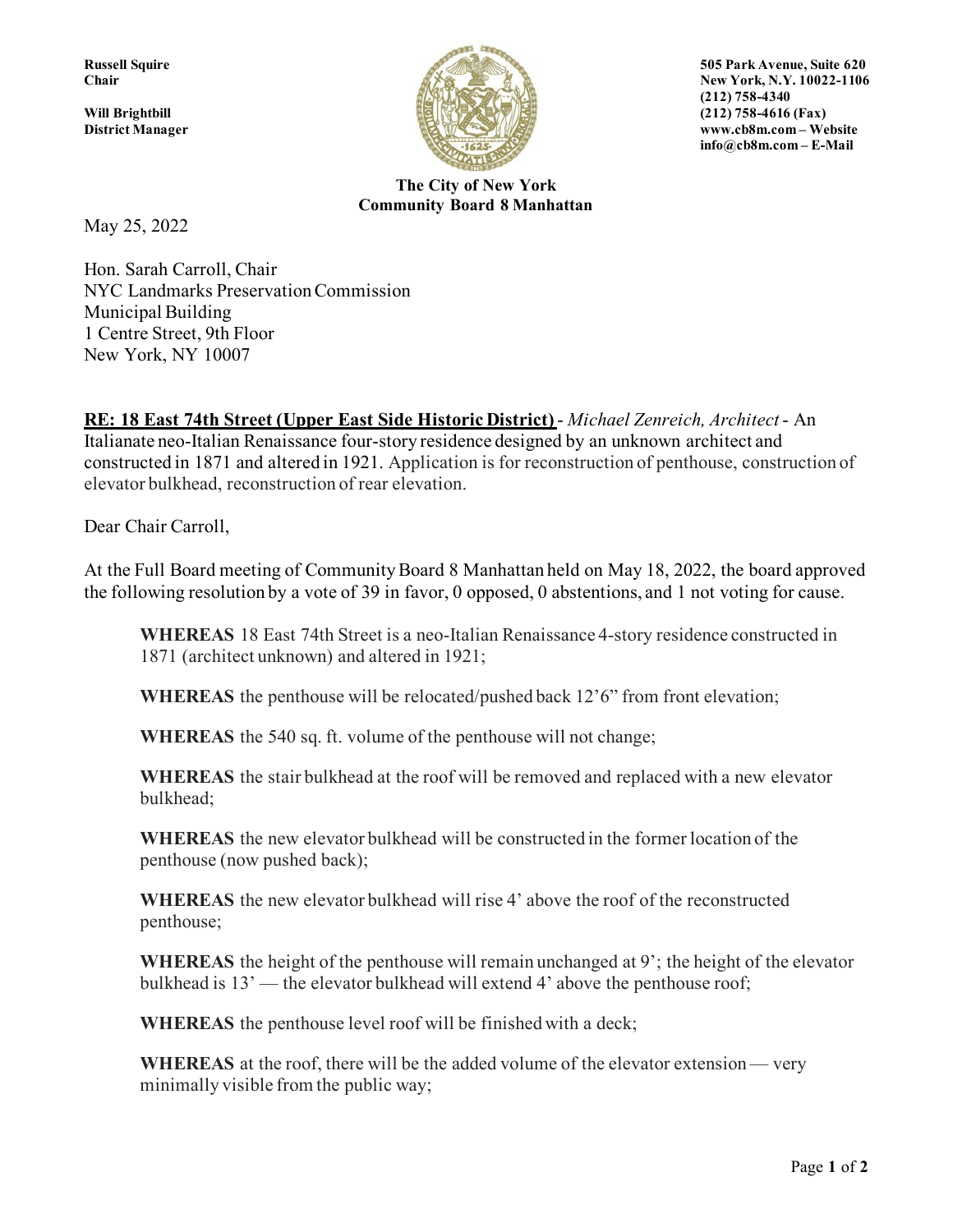**Russell Squire**
**Chair**

**Will Brightbill**
**District Manager**

**505 Park Avenue, Suite 620**
**New York, N.Y. 10022-1106**
**(212) 758-4340**
**(212) 758-4616 (Fax)**
**www.cb8m.com – Website**
**info@cb8m.com – E-Mail**

**The City of New York**
**Community Board 8 Manhattan**

May 25, 2022

Hon. Sarah Carroll, Chair
NYC Landmarks Preservation Commission
Municipal Building
1 Centre Street, 9th Floor
New York, NY 10007

**RE: 18 East 74th Street (Upper East Side Historic District)** - *Michael Zenreich, Architect* - An Italianate neo-Italian Renaissance four-story residence designed by an unknown architect and constructed in 1871 and altered in 1921. Application is for reconstruction of penthouse, construction of elevator bulkhead, reconstruction of rear elevation.

Dear Chair Carroll,

At the Full Board meeting of Community Board 8 Manhattan held on May 18, 2022, the board approved the following resolution by a vote of 39 in favor, 0 opposed, 0 abstentions, and 1 not voting for cause.

> **WHEREAS** 18 East 74th Street is a neo-Italian Renaissance 4-story residence constructed in 1871 (architect unknown) and altered in 1921;
>
> **WHEREAS** the penthouse will be relocated/pushed back 12'6" from front elevation;
>
> **WHEREAS** the 540 sq. ft. volume of the penthouse will not change;
>
> **WHEREAS** the stair bulkhead at the roof will be removed and replaced with a new elevator bulkhead;
>
> **WHEREAS** the new elevator bulkhead will be constructed in the former location of the penthouse (now pushed back);
>
> **WHEREAS** the new elevator bulkhead will rise 4' above the roof of the reconstructed penthouse;
>
> **WHEREAS** the height of the penthouse will remain unchanged at 9'; the height of the elevator bulkhead is 13' — the elevator bulkhead will extend 4' above the penthouse roof;
>
> **WHEREAS** the penthouse level roof will be finished with a deck;
>
> **WHEREAS** at the roof, there will be the added volume of the elevator extension — very minimally visible from the public way;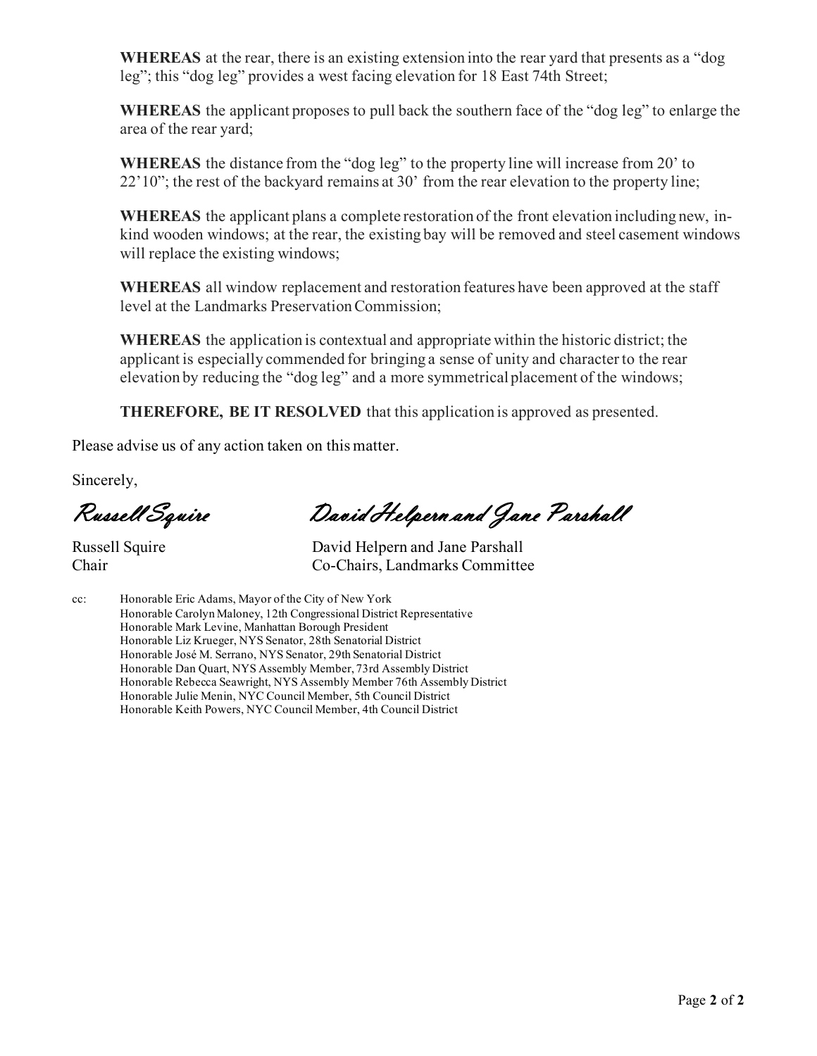**WHEREAS** at the rear, there is an existing extension into the rear yard that presents as a "dog leg"; this "dog leg" provides a west facing elevation for 18 East 74th Street;

**WHEREAS** the applicant proposes to pull back the southern face of the "dog leg" to enlarge the area of the rear yard;

**WHEREAS** the distance from the "dog leg" to the property line will increase from 20' to 22'10"; the rest of the backyard remains at 30' from the rear elevation to the property line;

**WHEREAS** the applicant plans a complete restoration of the front elevation including new, in-kind wooden windows; at the rear, the existing bay will be removed and steel casement windows will replace the existing windows;

**WHEREAS** all window replacement and restoration features have been approved at the staff level at the Landmarks Preservation Commission;

**WHEREAS** the application is contextual and appropriate within the historic district; the applicant is especially commended for bringing a sense of unity and character to the rear elevation by reducing the "dog leg" and a more symmetrical placement of the windows;

**THEREFORE, BE IT RESOLVED** that this application is approved as presented.

Please advise us of any action taken on this matter.

Sincerely,

*Russell Squire* *David Helpern and Jane Parshall*

Russell Squire
Chair

David Helpern and Jane Parshall
Co-Chairs, Landmarks Committee

cc: Honorable Eric Adams, Mayor of the City of New York
Honorable Carolyn Maloney, 12th Congressional District Representative
Honorable Mark Levine, Manhattan Borough President
Honorable Liz Krueger, NYS Senator, 28th Senatorial District
Honorable José M. Serrano, NYS Senator, 29th Senatorial District
Honorable Dan Quart, NYS Assembly Member, 73rd Assembly District
Honorable Rebecca Seawright, NYS Assembly Member 76th Assembly District
Honorable Julie Menin, NYC Council Member, 5th Council District
Honorable Keith Powers, NYC Council Member, 4th Council District